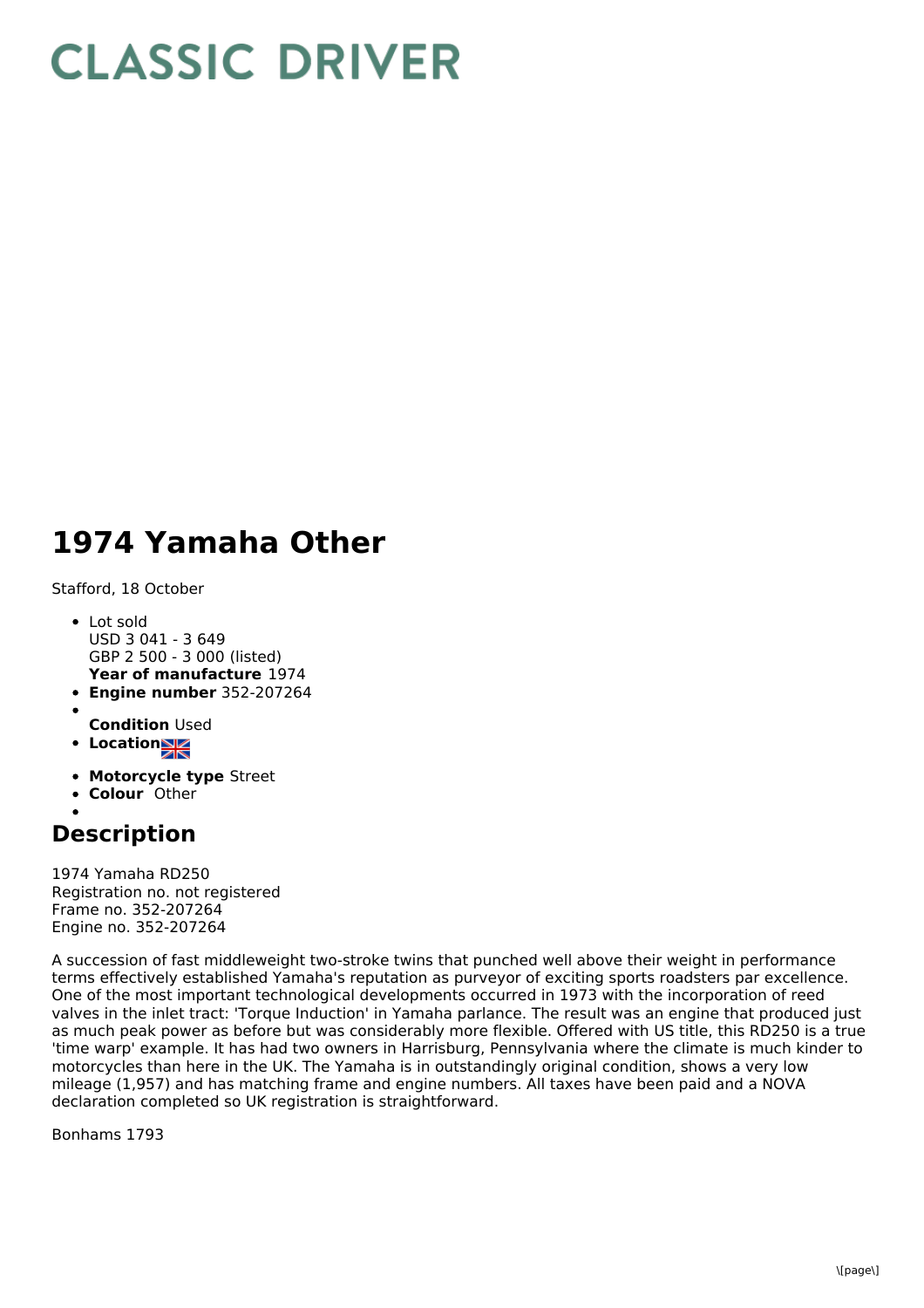# CLASSIC DRIVER

# 1974 Yamaha Other

Stafford, 18 October

- Lot sold
  USD 3 041 - 3 649
  GBP 2 500 - 3 000 (listed)
  **Year of manufacture** 1974
- **Engine number** 352-207264
- **Condition** Used
- **Location**
- **Motorcycle type** Street
- **Colour** Other

## Description

1974 Yamaha RD250
Registration no. not registered
Frame no. 352-207264
Engine no. 352-207264

A succession of fast middleweight two-stroke twins that punched well above their weight in performance terms effectively established Yamaha's reputation as purveyor of exciting sports roadsters par excellence. One of the most important technological developments occurred in 1973 with the incorporation of reed valves in the inlet tract: 'Torque Induction' in Yamaha parlance. The result was an engine that produced just as much peak power as before but was considerably more flexible. Offered with US title, this RD250 is a true 'time warp' example. It has had two owners in Harrisburg, Pennsylvania where the climate is much kinder to motorcycles than here in the UK. The Yamaha is in outstandingly original condition, shows a very low mileage (1,957) and has matching frame and engine numbers. All taxes have been paid and a NOVA declaration completed so UK registration is straightforward.

Bonhams 1793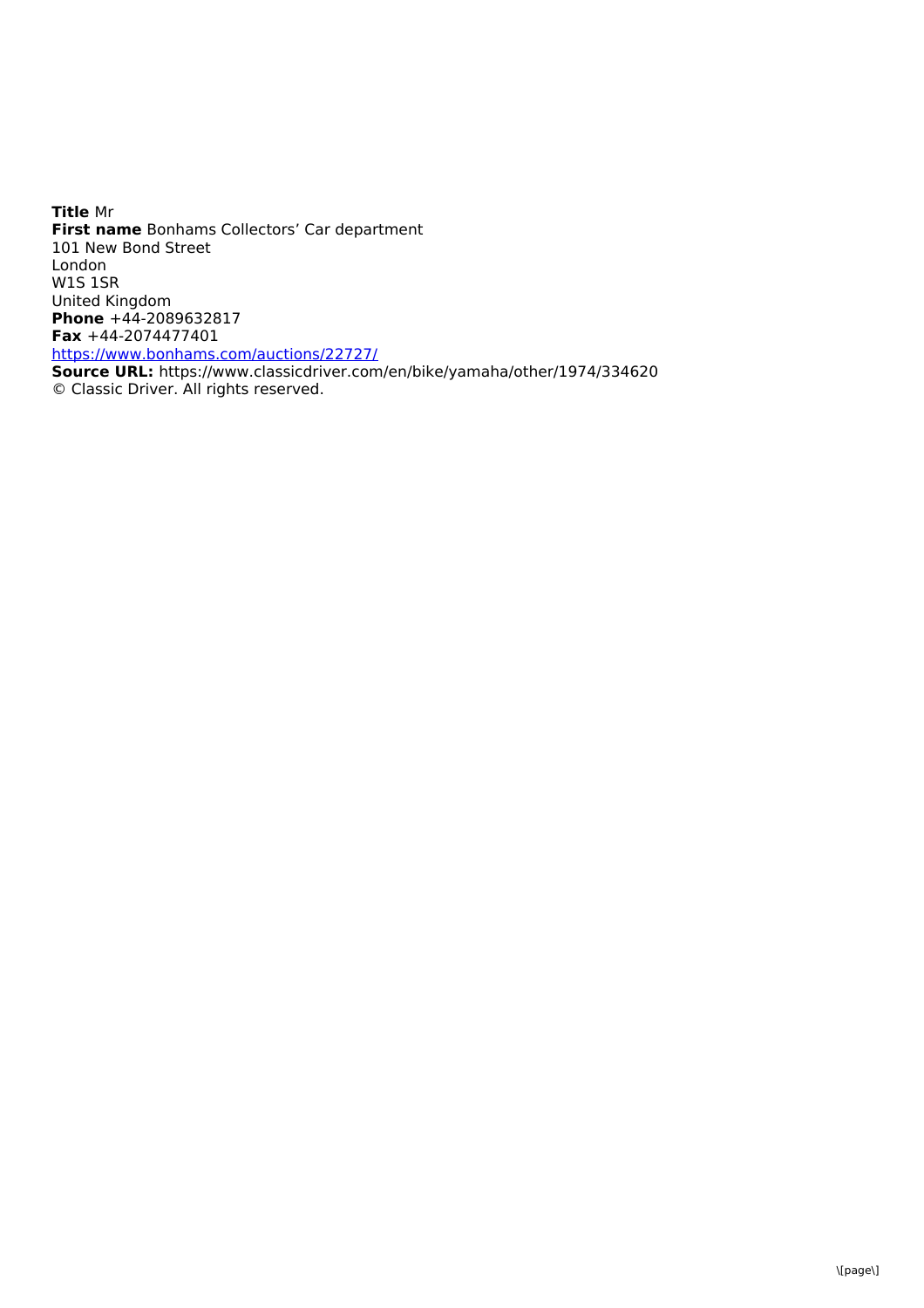**Title** Mr
**First name** Bonhams Collectors’ Car department
101 New Bond Street
London
W1S 1SR
United Kingdom
**Phone** +44-2089632817
**Fax** +44-2074477401
[https://www.bonhams.com/auctions/22727/](https://www.bonhams.com/auctions/22727/)
**Source URL:** https://www.classicdriver.com/en/bike/yamaha/other/1974/334620
© Classic Driver. All rights reserved.